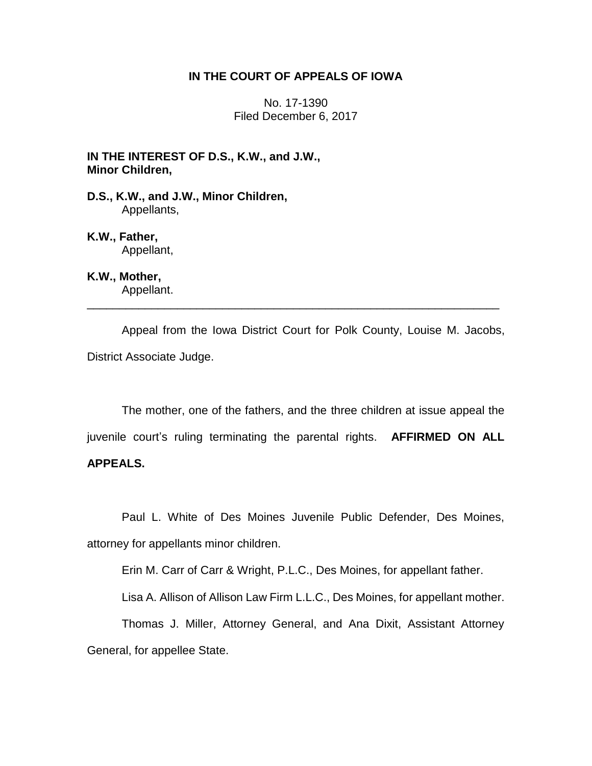**IN THE COURT OF APPEALS OF IOWA**

No. 17-1390
Filed December 6, 2017

**IN THE INTEREST OF D.S., K.W., and J.W., Minor Children,**

**D.S., K.W., and J.W., Minor Children,**
Appellants,

**K.W., Father,**
Appellant,

**K.W., Mother,**
Appellant.

---

Appeal from the Iowa District Court for Polk County, Louise M. Jacobs, District Associate Judge.

The mother, one of the fathers, and the three children at issue appeal the juvenile court's ruling terminating the parental rights. **AFFIRMED ON ALL APPEALS.**

Paul L. White of Des Moines Juvenile Public Defender, Des Moines, attorney for appellants minor children.

Erin M. Carr of Carr & Wright, P.L.C., Des Moines, for appellant father.

Lisa A. Allison of Allison Law Firm L.L.C., Des Moines, for appellant mother.

Thomas J. Miller, Attorney General, and Ana Dixit, Assistant Attorney General, for appellee State.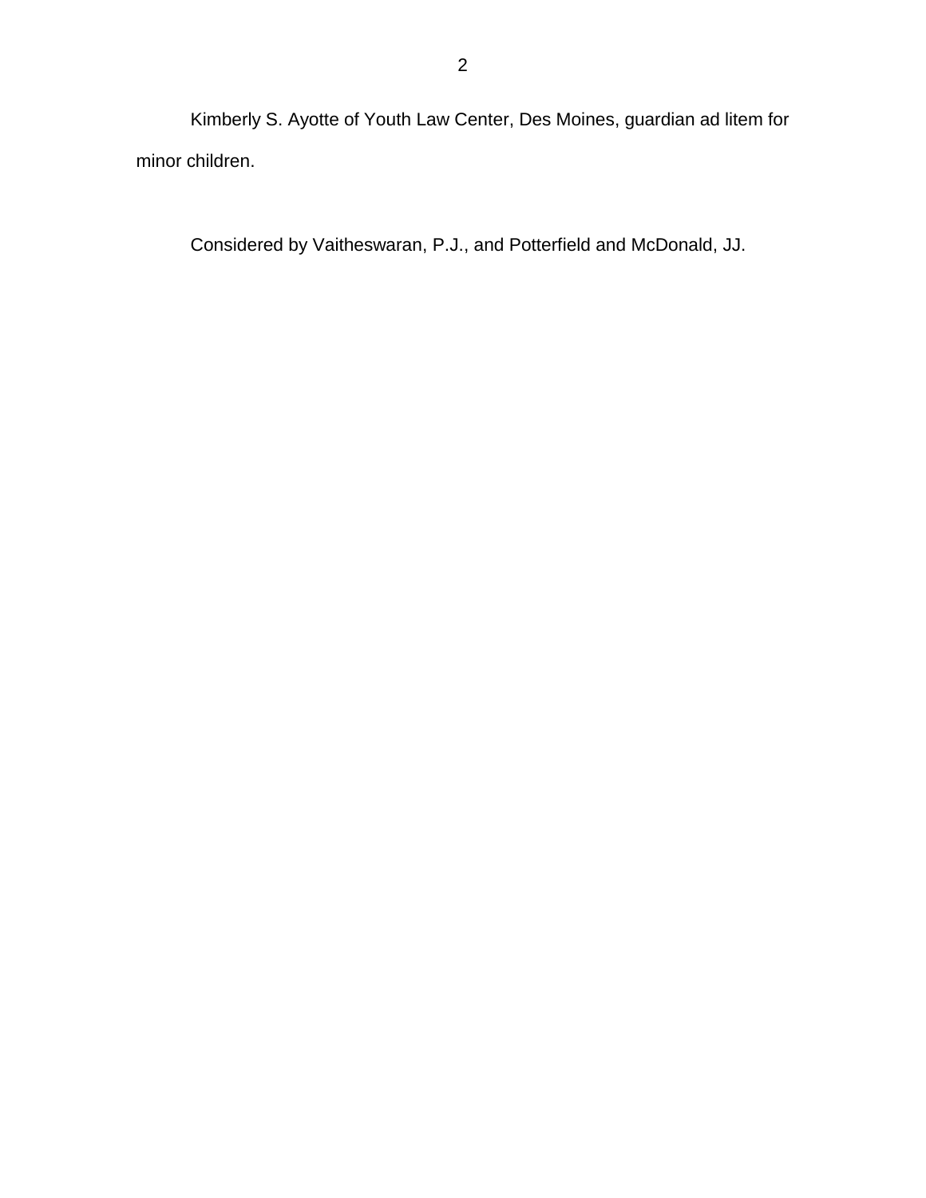Kimberly S. Ayotte of Youth Law Center, Des Moines, guardian ad litem for minor children.

Considered by Vaitheswaran, P.J., and Potterfield and McDonald, JJ.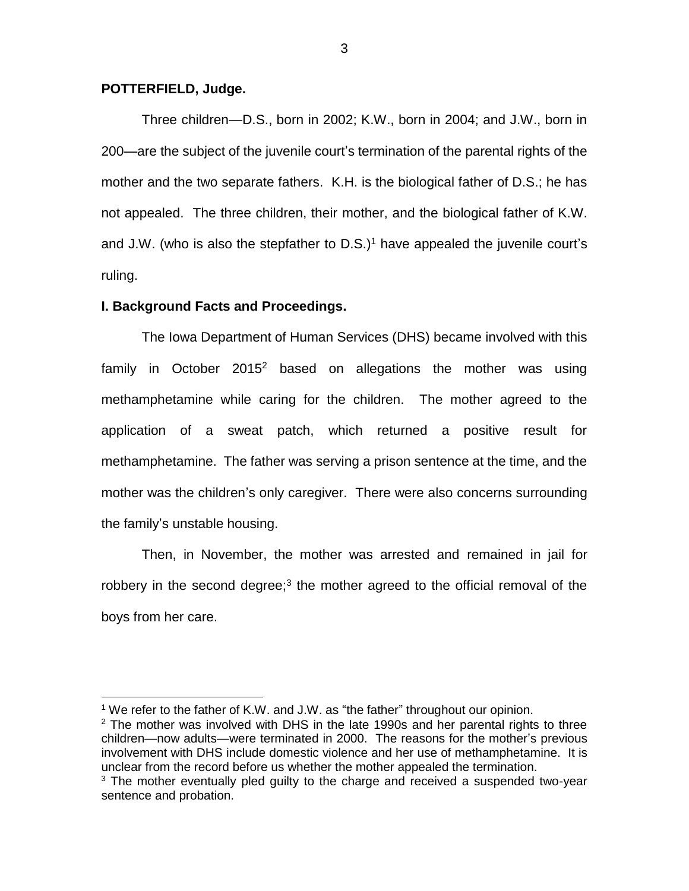**POTTERFIELD, Judge.**

Three children—D.S., born in 2002; K.W., born in 2004; and J.W., born in 200—are the subject of the juvenile court's termination of the parental rights of the mother and the two separate fathers. K.H. is the biological father of D.S.; he has not appealed. The three children, their mother, and the biological father of K.W. and J.W. (who is also the stepfather to D.S.)[1] have appealed the juvenile court's ruling.

**I. Background Facts and Proceedings.**

The Iowa Department of Human Services (DHS) became involved with this family in October 2015[2] based on allegations the mother was using methamphetamine while caring for the children. The mother agreed to the application of a sweat patch, which returned a positive result for methamphetamine. The father was serving a prison sentence at the time, and the mother was the children's only caregiver. There were also concerns surrounding the family's unstable housing.

Then, in November, the mother was arrested and remained in jail for robbery in the second degree;[3] the mother agreed to the official removal of the boys from her care.

[1] We refer to the father of K.W. and J.W. as "the father" throughout our opinion.

[2] The mother was involved with DHS in the late 1990s and her parental rights to three children—now adults—were terminated in 2000. The reasons for the mother's previous involvement with DHS include domestic violence and her use of methamphetamine. It is unclear from the record before us whether the mother appealed the termination.

[3] The mother eventually pled guilty to the charge and received a suspended two-year sentence and probation.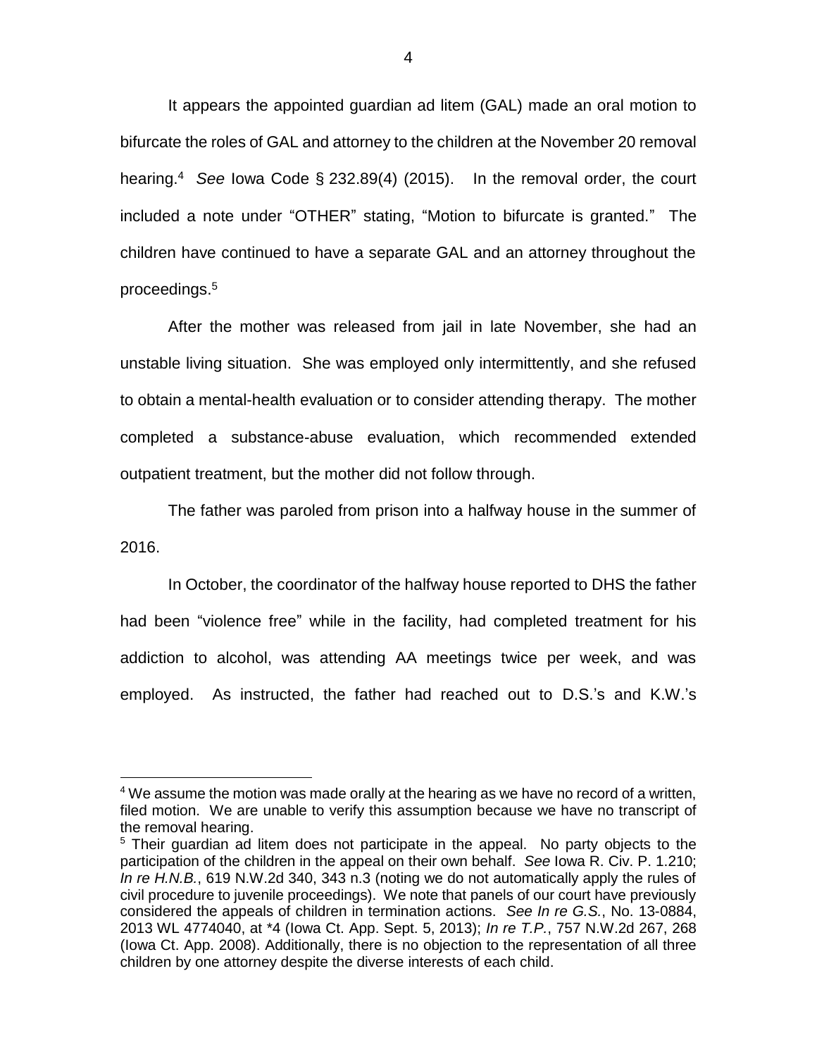It appears the appointed guardian ad litem (GAL) made an oral motion to bifurcate the roles of GAL and attorney to the children at the November 20 removal hearing.[4] *See* Iowa Code § 232.89(4) (2015). In the removal order, the court included a note under "OTHER" stating, "Motion to bifurcate is granted." The children have continued to have a separate GAL and an attorney throughout the proceedings.[5]

After the mother was released from jail in late November, she had an unstable living situation. She was employed only intermittently, and she refused to obtain a mental-health evaluation or to consider attending therapy. The mother completed a substance-abuse evaluation, which recommended extended outpatient treatment, but the mother did not follow through.

The father was paroled from prison into a halfway house in the summer of 2016.

In October, the coordinator of the halfway house reported to DHS the father had been "violence free" while in the facility, had completed treatment for his addiction to alcohol, was attending AA meetings twice per week, and was employed. As instructed, the father had reached out to D.S.'s and K.W.'s

---

[4] We assume the motion was made orally at the hearing as we have no record of a written, filed motion. We are unable to verify this assumption because we have no transcript of the removal hearing.

[5] Their guardian ad litem does not participate in the appeal. No party objects to the participation of the children in the appeal on their own behalf. *See* Iowa R. Civ. P. 1.210; *In re H.N.B.*, 619 N.W.2d 340, 343 n.3 (noting we do not automatically apply the rules of civil procedure to juvenile proceedings). We note that panels of our court have previously considered the appeals of children in termination actions. *See In re G.S.*, No. 13-0884, 2013 WL 4774040, at *4 (Iowa Ct. App. Sept. 5, 2013); *In re T.P.*, 757 N.W.2d 267, 268 (Iowa Ct. App. 2008). Additionally, there is no objection to the representation of all three children by one attorney despite the diverse interests of each child.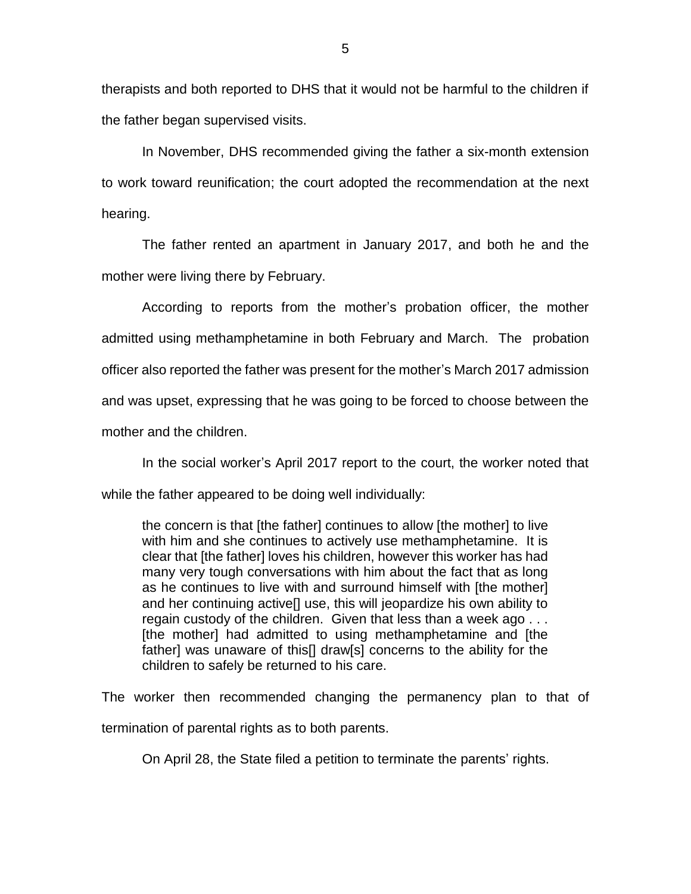therapists and both reported to DHS that it would not be harmful to the children if the father began supervised visits.

In November, DHS recommended giving the father a six-month extension to work toward reunification; the court adopted the recommendation at the next hearing.

The father rented an apartment in January 2017, and both he and the mother were living there by February.

According to reports from the mother's probation officer, the mother admitted using methamphetamine in both February and March. The probation officer also reported the father was present for the mother's March 2017 admission and was upset, expressing that he was going to be forced to choose between the mother and the children.

In the social worker's April 2017 report to the court, the worker noted that while the father appeared to be doing well individually:

> the concern is that [the father] continues to allow [the mother] to live with him and she continues to actively use methamphetamine. It is clear that [the father] loves his children, however this worker has had many very tough conversations with him about the fact that as long as he continues to live with and surround himself with [the mother] and her continuing active[] use, this will jeopardize his own ability to regain custody of the children. Given that less than a week ago . . . [the mother] had admitted to using methamphetamine and [the father] was unaware of this[] draw[s] concerns to the ability for the children to safely be returned to his care.

The worker then recommended changing the permanency plan to that of termination of parental rights as to both parents.

On April 28, the State filed a petition to terminate the parents' rights.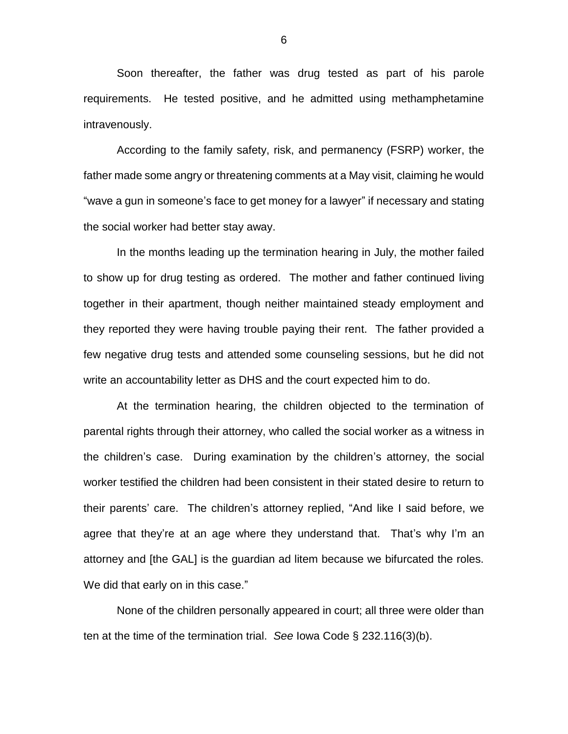Soon thereafter, the father was drug tested as part of his parole requirements. He tested positive, and he admitted using methamphetamine intravenously.

According to the family safety, risk, and permanency (FSRP) worker, the father made some angry or threatening comments at a May visit, claiming he would "wave a gun in someone's face to get money for a lawyer" if necessary and stating the social worker had better stay away.

In the months leading up the termination hearing in July, the mother failed to show up for drug testing as ordered. The mother and father continued living together in their apartment, though neither maintained steady employment and they reported they were having trouble paying their rent. The father provided a few negative drug tests and attended some counseling sessions, but he did not write an accountability letter as DHS and the court expected him to do.

At the termination hearing, the children objected to the termination of parental rights through their attorney, who called the social worker as a witness in the children's case. During examination by the children's attorney, the social worker testified the children had been consistent in their stated desire to return to their parents' care. The children's attorney replied, "And like I said before, we agree that they're at an age where they understand that. That's why I'm an attorney and [the GAL] is the guardian ad litem because we bifurcated the roles. We did that early on in this case."

None of the children personally appeared in court; all three were older than ten at the time of the termination trial. *See* Iowa Code § 232.116(3)(b).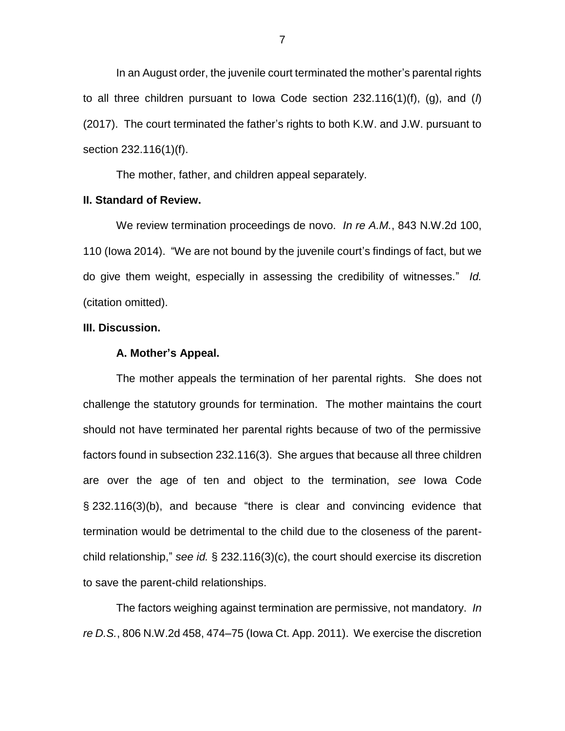In an August order, the juvenile court terminated the mother's parental rights to all three children pursuant to Iowa Code section 232.116(1)(f), (g), and (*l*) (2017). The court terminated the father's rights to both K.W. and J.W. pursuant to section 232.116(1)(f).

The mother, father, and children appeal separately.

**II. Standard of Review.**

We review termination proceedings de novo. *In re A.M.*, 843 N.W.2d 100, 110 (Iowa 2014). "We are not bound by the juvenile court's findings of fact, but we do give them weight, especially in assessing the credibility of witnesses." *Id.* (citation omitted).

**III. Discussion.**

**A. Mother's Appeal.**

The mother appeals the termination of her parental rights. She does not challenge the statutory grounds for termination. The mother maintains the court should not have terminated her parental rights because of two of the permissive factors found in subsection 232.116(3). She argues that because all three children are over the age of ten and object to the termination, *see* Iowa Code § 232.116(3)(b), and because "there is clear and convincing evidence that termination would be detrimental to the child due to the closeness of the parent-child relationship," *see id.* § 232.116(3)(c), the court should exercise its discretion to save the parent-child relationships.

The factors weighing against termination are permissive, not mandatory. *In re D.S.*, 806 N.W.2d 458, 474–75 (Iowa Ct. App. 2011). We exercise the discretion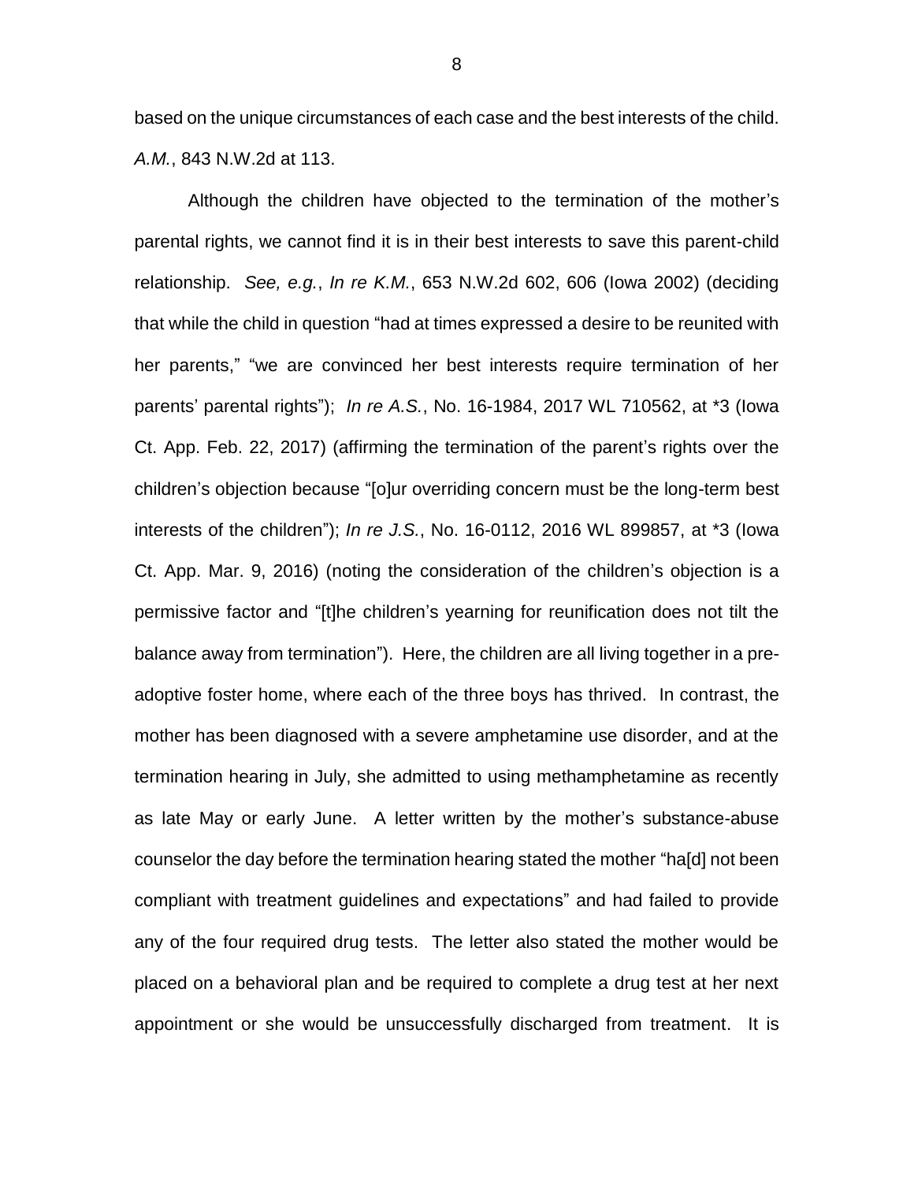based on the unique circumstances of each case and the best interests of the child. *A.M.*, 843 N.W.2d at 113.

Although the children have objected to the termination of the mother's parental rights, we cannot find it is in their best interests to save this parent-child relationship. *See, e.g.*, *In re K.M.*, 653 N.W.2d 602, 606 (Iowa 2002) (deciding that while the child in question "had at times expressed a desire to be reunited with her parents," "we are convinced her best interests require termination of her parents' parental rights"); *In re A.S.*, No. 16-1984, 2017 WL 710562, at *3 (Iowa Ct. App. Feb. 22, 2017) (affirming the termination of the parent's rights over the children's objection because "[o]ur overriding concern must be the long-term best interests of the children"); *In re J.S.*, No. 16-0112, 2016 WL 899857, at *3 (Iowa Ct. App. Mar. 9, 2016) (noting the consideration of the children's objection is a permissive factor and "[t]he children's yearning for reunification does not tilt the balance away from termination"). Here, the children are all living together in a pre-adoptive foster home, where each of the three boys has thrived. In contrast, the mother has been diagnosed with a severe amphetamine use disorder, and at the termination hearing in July, she admitted to using methamphetamine as recently as late May or early June. A letter written by the mother's substance-abuse counselor the day before the termination hearing stated the mother "ha[d] not been compliant with treatment guidelines and expectations" and had failed to provide any of the four required drug tests. The letter also stated the mother would be placed on a behavioral plan and be required to complete a drug test at her next appointment or she would be unsuccessfully discharged from treatment. It is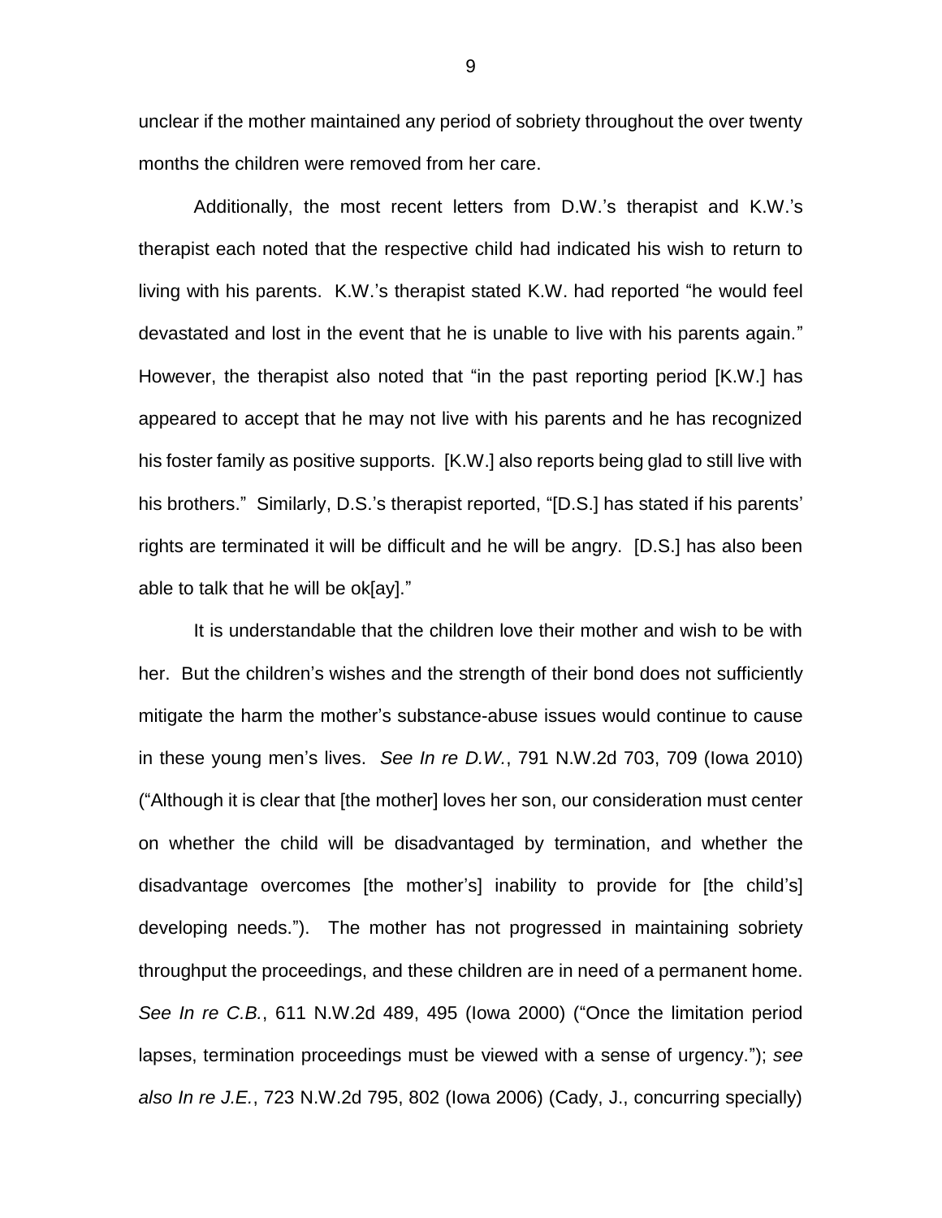unclear if the mother maintained any period of sobriety throughout the over twenty months the children were removed from her care.

Additionally, the most recent letters from D.W.'s therapist and K.W.'s therapist each noted that the respective child had indicated his wish to return to living with his parents. K.W.'s therapist stated K.W. had reported "he would feel devastated and lost in the event that he is unable to live with his parents again." However, the therapist also noted that "in the past reporting period [K.W.] has appeared to accept that he may not live with his parents and he has recognized his foster family as positive supports. [K.W.] also reports being glad to still live with his brothers." Similarly, D.S.'s therapist reported, "[D.S.] has stated if his parents' rights are terminated it will be difficult and he will be angry. [D.S.] has also been able to talk that he will be ok[ay]."

It is understandable that the children love their mother and wish to be with her. But the children's wishes and the strength of their bond does not sufficiently mitigate the harm the mother's substance-abuse issues would continue to cause in these young men's lives. *See In re D.W.*, 791 N.W.2d 703, 709 (Iowa 2010) ("Although it is clear that [the mother] loves her son, our consideration must center on whether the child will be disadvantaged by termination, and whether the disadvantage overcomes [the mother's] inability to provide for [the child's] developing needs."). The mother has not progressed in maintaining sobriety throughput the proceedings, and these children are in need of a permanent home. *See In re C.B.*, 611 N.W.2d 489, 495 (Iowa 2000) ("Once the limitation period lapses, termination proceedings must be viewed with a sense of urgency."); *see also In re J.E.*, 723 N.W.2d 795, 802 (Iowa 2006) (Cady, J., concurring specially)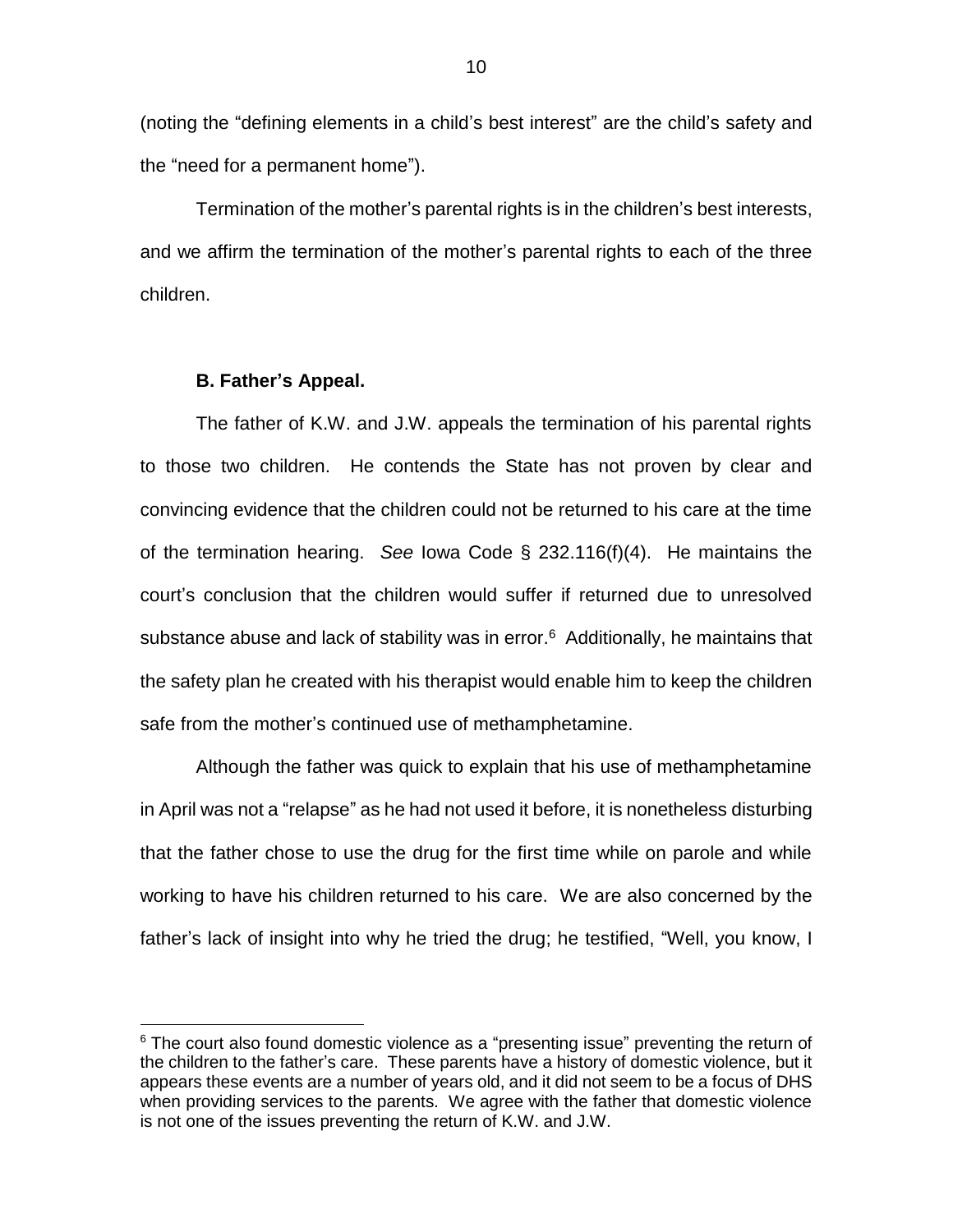(noting the "defining elements in a child's best interest" are the child's safety and the "need for a permanent home").

Termination of the mother's parental rights is in the children's best interests, and we affirm the termination of the mother's parental rights to each of the three children.

**B. Father's Appeal.**

The father of K.W. and J.W. appeals the termination of his parental rights to those two children. He contends the State has not proven by clear and convincing evidence that the children could not be returned to his care at the time of the termination hearing. *See* Iowa Code § 232.116(f)(4). He maintains the court's conclusion that the children would suffer if returned due to unresolved substance abuse and lack of stability was in error.[6] Additionally, he maintains that the safety plan he created with his therapist would enable him to keep the children safe from the mother's continued use of methamphetamine.

Although the father was quick to explain that his use of methamphetamine in April was not a "relapse" as he had not used it before, it is nonetheless disturbing that the father chose to use the drug for the first time while on parole and while working to have his children returned to his care. We are also concerned by the father's lack of insight into why he tried the drug; he testified, "Well, you know, I

[6] The court also found domestic violence as a "presenting issue" preventing the return of the children to the father's care. These parents have a history of domestic violence, but it appears these events are a number of years old, and it did not seem to be a focus of DHS when providing services to the parents. We agree with the father that domestic violence is not one of the issues preventing the return of K.W. and J.W.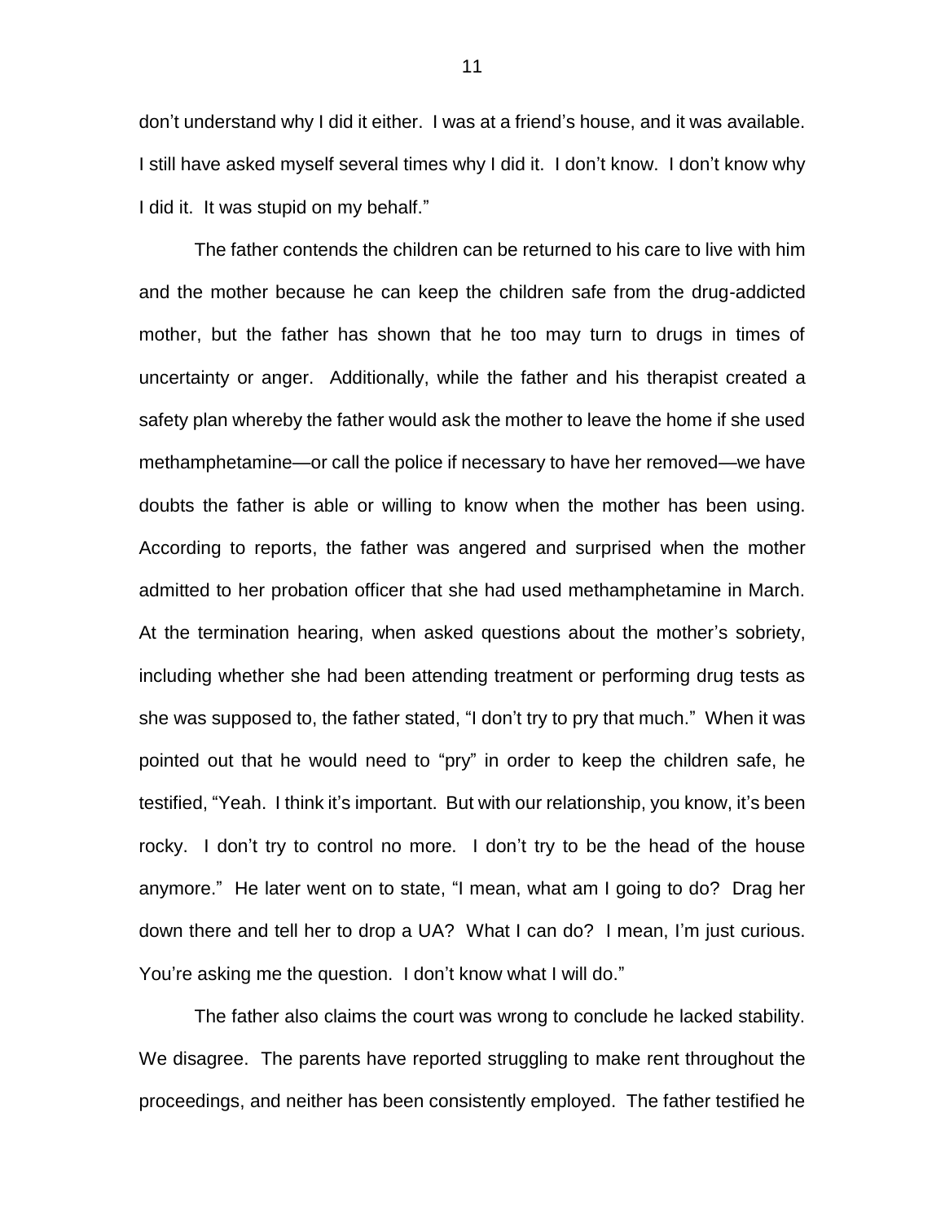don't understand why I did it either. I was at a friend's house, and it was available. I still have asked myself several times why I did it. I don't know. I don't know why I did it. It was stupid on my behalf."

The father contends the children can be returned to his care to live with him and the mother because he can keep the children safe from the drug-addicted mother, but the father has shown that he too may turn to drugs in times of uncertainty or anger. Additionally, while the father and his therapist created a safety plan whereby the father would ask the mother to leave the home if she used methamphetamine—or call the police if necessary to have her removed—we have doubts the father is able or willing to know when the mother has been using. According to reports, the father was angered and surprised when the mother admitted to her probation officer that she had used methamphetamine in March. At the termination hearing, when asked questions about the mother's sobriety, including whether she had been attending treatment or performing drug tests as she was supposed to, the father stated, "I don't try to pry that much." When it was pointed out that he would need to "pry" in order to keep the children safe, he testified, "Yeah. I think it's important. But with our relationship, you know, it's been rocky. I don't try to control no more. I don't try to be the head of the house anymore." He later went on to state, "I mean, what am I going to do? Drag her down there and tell her to drop a UA? What I can do? I mean, I'm just curious. You're asking me the question. I don't know what I will do."

The father also claims the court was wrong to conclude he lacked stability. We disagree. The parents have reported struggling to make rent throughout the proceedings, and neither has been consistently employed. The father testified he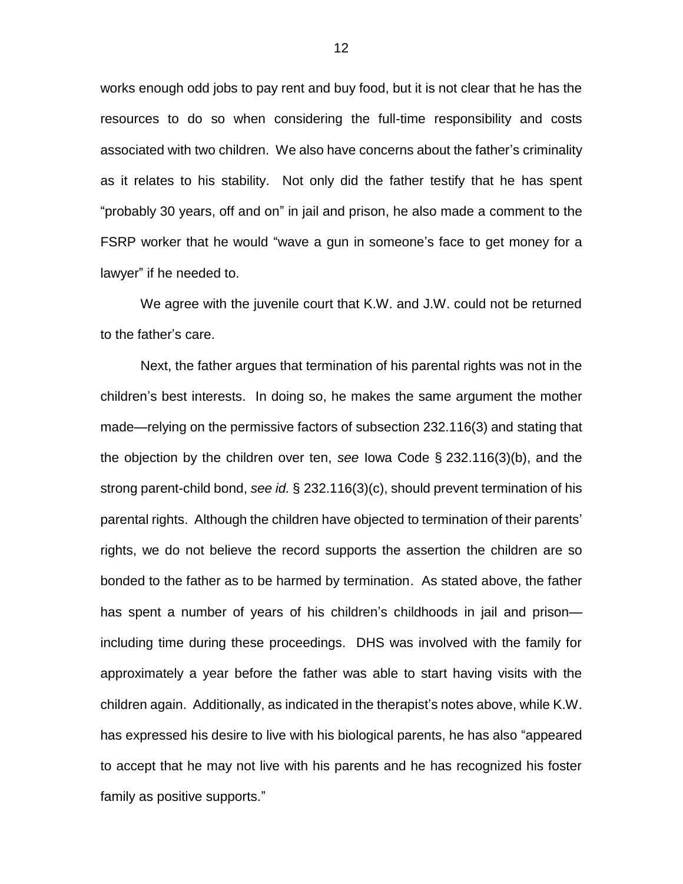works enough odd jobs to pay rent and buy food, but it is not clear that he has the resources to do so when considering the full-time responsibility and costs associated with two children. We also have concerns about the father's criminality as it relates to his stability. Not only did the father testify that he has spent "probably 30 years, off and on" in jail and prison, he also made a comment to the FSRP worker that he would "wave a gun in someone's face to get money for a lawyer" if he needed to.

We agree with the juvenile court that K.W. and J.W. could not be returned to the father's care.

Next, the father argues that termination of his parental rights was not in the children's best interests. In doing so, he makes the same argument the mother made—relying on the permissive factors of subsection 232.116(3) and stating that the objection by the children over ten, *see* Iowa Code § 232.116(3)(b), and the strong parent-child bond, *see id.* § 232.116(3)(c), should prevent termination of his parental rights. Although the children have objected to termination of their parents' rights, we do not believe the record supports the assertion the children are so bonded to the father as to be harmed by termination. As stated above, the father has spent a number of years of his children's childhoods in jail and prison—including time during these proceedings. DHS was involved with the family for approximately a year before the father was able to start having visits with the children again. Additionally, as indicated in the therapist's notes above, while K.W. has expressed his desire to live with his biological parents, he has also "appeared to accept that he may not live with his parents and he has recognized his foster family as positive supports."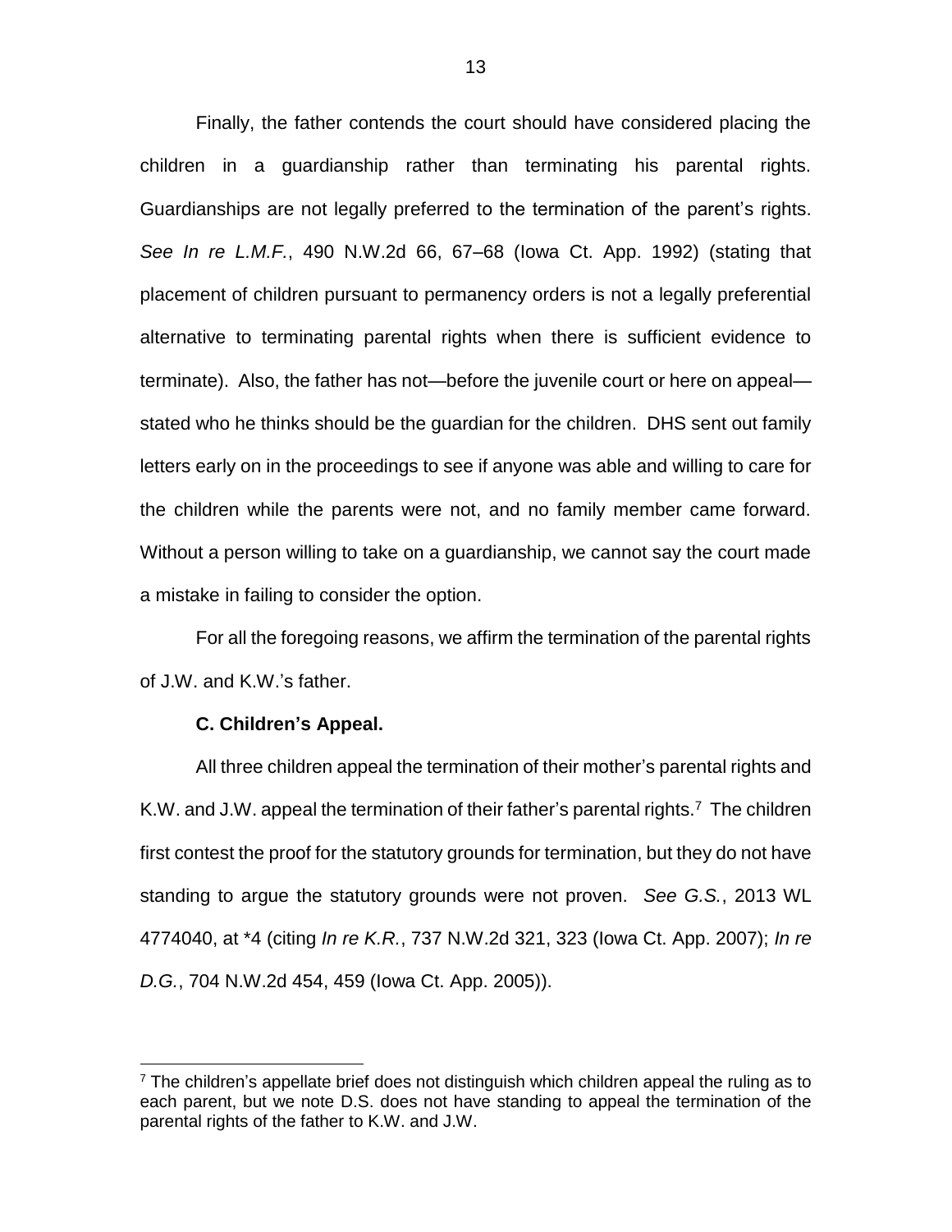Finally, the father contends the court should have considered placing the children in a guardianship rather than terminating his parental rights. Guardianships are not legally preferred to the termination of the parent's rights. *See In re L.M.F.*, 490 N.W.2d 66, 67–68 (Iowa Ct. App. 1992) (stating that placement of children pursuant to permanency orders is not a legally preferential alternative to terminating parental rights when there is sufficient evidence to terminate). Also, the father has not—before the juvenile court or here on appeal—stated who he thinks should be the guardian for the children. DHS sent out family letters early on in the proceedings to see if anyone was able and willing to care for the children while the parents were not, and no family member came forward. Without a person willing to take on a guardianship, we cannot say the court made a mistake in failing to consider the option.

For all the foregoing reasons, we affirm the termination of the parental rights of J.W. and K.W.'s father.

**C. Children's Appeal.**

All three children appeal the termination of their mother's parental rights and K.W. and J.W. appeal the termination of their father's parental rights.[7] The children first contest the proof for the statutory grounds for termination, but they do not have standing to argue the statutory grounds were not proven. *See G.S.*, 2013 WL 4774040, at *4 (citing *In re K.R.*, 737 N.W.2d 321, 323 (Iowa Ct. App. 2007); *In re D.G.*, 704 N.W.2d 454, 459 (Iowa Ct. App. 2005)).

---

[7] The children's appellate brief does not distinguish which children appeal the ruling as to each parent, but we note D.S. does not have standing to appeal the termination of the parental rights of the father to K.W. and J.W.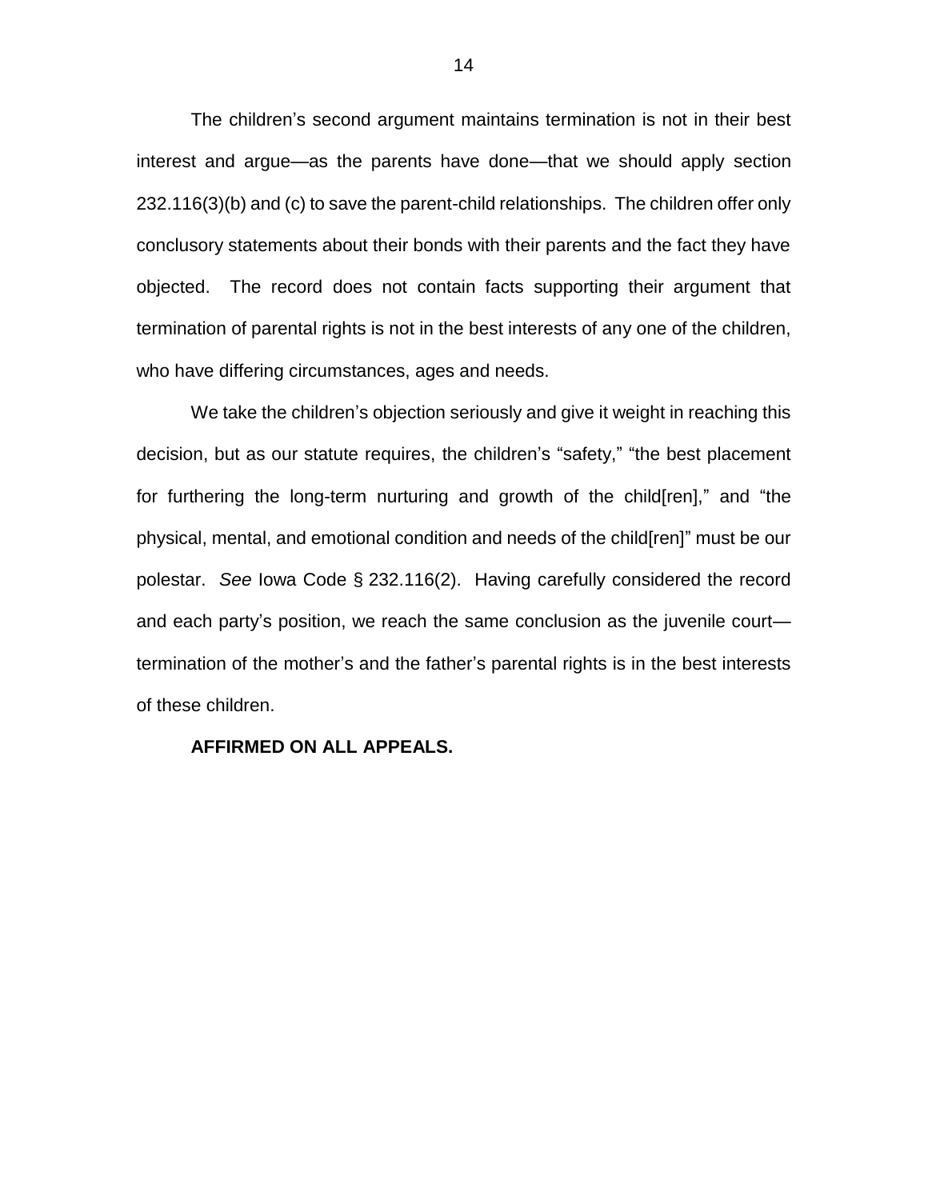The children's second argument maintains termination is not in their best interest and argue—as the parents have done—that we should apply section 232.116(3)(b) and (c) to save the parent-child relationships. The children offer only conclusory statements about their bonds with their parents and the fact they have objected. The record does not contain facts supporting their argument that termination of parental rights is not in the best interests of any one of the children, who have differing circumstances, ages and needs.

We take the children's objection seriously and give it weight in reaching this decision, but as our statute requires, the children's "safety," "the best placement for furthering the long-term nurturing and growth of the child[ren]," and "the physical, mental, and emotional condition and needs of the child[ren]" must be our polestar. *See* Iowa Code § 232.116(2). Having carefully considered the record and each party's position, we reach the same conclusion as the juvenile court—termination of the mother's and the father's parental rights is in the best interests of these children.

**AFFIRMED ON ALL APPEALS.**